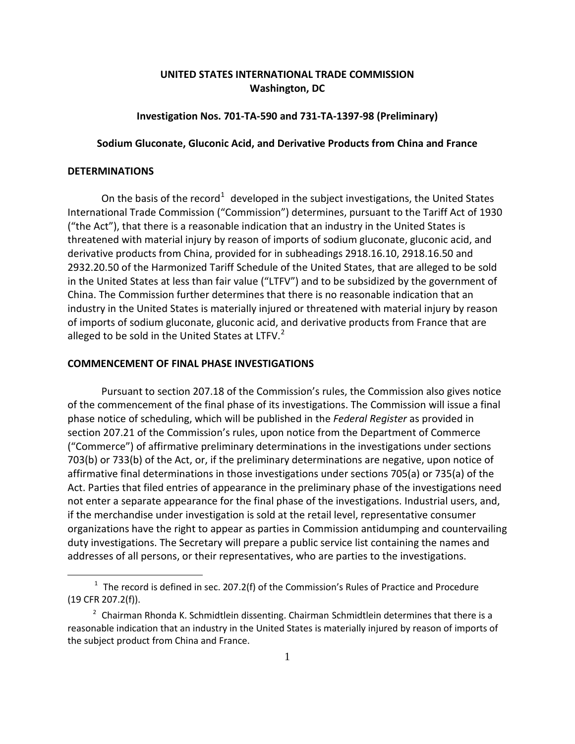**UNITED STATES INTERNATIONAL TRADE COMMISSION**
**Washington, DC**

**Investigation Nos. 701-TA-590 and 731-TA-1397-98 (Preliminary)**

**Sodium Gluconate, Gluconic Acid, and Derivative Products from China and France**

## DETERMINATIONS

On the basis of the record[1] developed in the subject investigations, the United States International Trade Commission ("Commission") determines, pursuant to the Tariff Act of 1930 ("the Act"), that there is a reasonable indication that an industry in the United States is threatened with material injury by reason of imports of sodium gluconate, gluconic acid, and derivative products from China, provided for in subheadings 2918.16.10, 2918.16.50 and 2932.20.50 of the Harmonized Tariff Schedule of the United States, that are alleged to be sold in the United States at less than fair value ("LTFV") and to be subsidized by the government of China. The Commission further determines that there is no reasonable indication that an industry in the United States is materially injured or threatened with material injury by reason of imports of sodium gluconate, gluconic acid, and derivative products from France that are alleged to be sold in the United States at LTFV.[2]

## COMMENCEMENT OF FINAL PHASE INVESTIGATIONS

Pursuant to section 207.18 of the Commission's rules, the Commission also gives notice of the commencement of the final phase of its investigations. The Commission will issue a final phase notice of scheduling, which will be published in the *Federal Register* as provided in section 207.21 of the Commission's rules, upon notice from the Department of Commerce ("Commerce") of affirmative preliminary determinations in the investigations under sections 703(b) or 733(b) of the Act, or, if the preliminary determinations are negative, upon notice of affirmative final determinations in those investigations under sections 705(a) or 735(a) of the Act. Parties that filed entries of appearance in the preliminary phase of the investigations need not enter a separate appearance for the final phase of the investigations. Industrial users, and, if the merchandise under investigation is sold at the retail level, representative consumer organizations have the right to appear as parties in Commission antidumping and countervailing duty investigations. The Secretary will prepare a public service list containing the names and addresses of all persons, or their representatives, who are parties to the investigations.

---

[1] The record is defined in sec. 207.2(f) of the Commission's Rules of Practice and Procedure (19 CFR 207.2(f)).

[2] Chairman Rhonda K. Schmidtlein dissenting. Chairman Schmidtlein determines that there is a reasonable indication that an industry in the United States is materially injured by reason of imports of the subject product from China and France.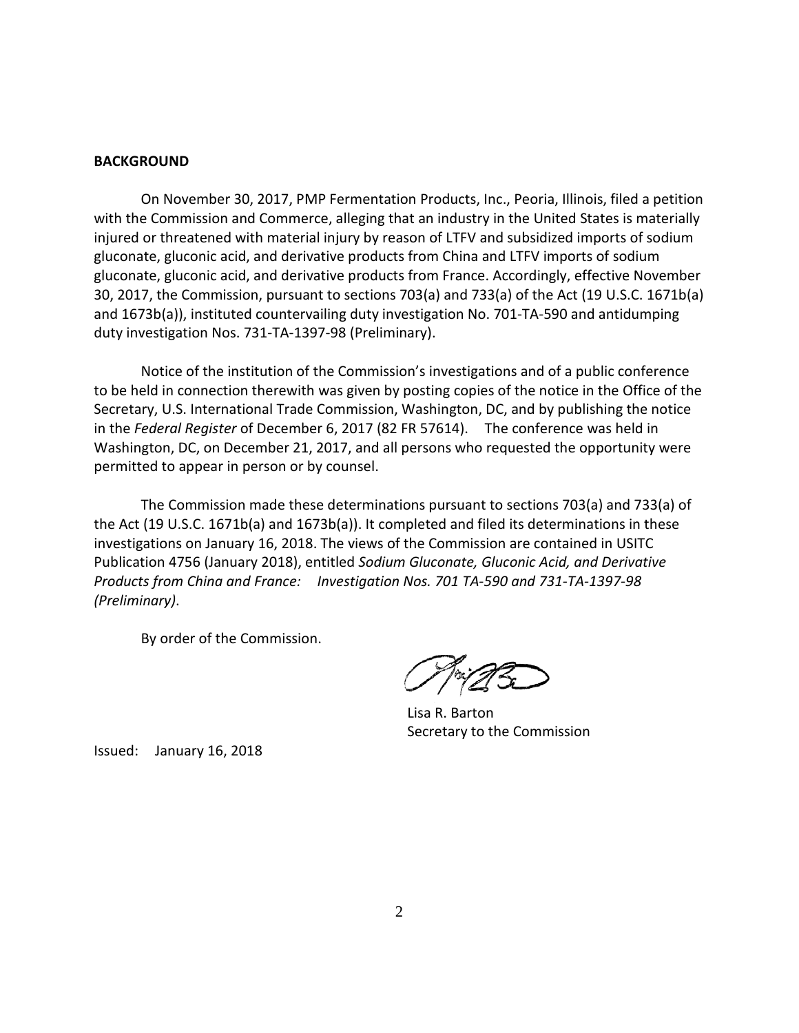**BACKGROUND**

On November 30, 2017, PMP Fermentation Products, Inc., Peoria, Illinois, filed a petition with the Commission and Commerce, alleging that an industry in the United States is materially injured or threatened with material injury by reason of LTFV and subsidized imports of sodium gluconate, gluconic acid, and derivative products from China and LTFV imports of sodium gluconate, gluconic acid, and derivative products from France. Accordingly, effective November 30, 2017, the Commission, pursuant to sections 703(a) and 733(a) of the Act (19 U.S.C. 1671b(a) and 1673b(a)), instituted countervailing duty investigation No. 701-TA-590 and antidumping duty investigation Nos. 731-TA-1397-98 (Preliminary).

Notice of the institution of the Commission's investigations and of a public conference to be held in connection therewith was given by posting copies of the notice in the Office of the Secretary, U.S. International Trade Commission, Washington, DC, and by publishing the notice in the *Federal Register* of December 6, 2017 (82 FR 57614). The conference was held in Washington, DC, on December 21, 2017, and all persons who requested the opportunity were permitted to appear in person or by counsel.

The Commission made these determinations pursuant to sections 703(a) and 733(a) of the Act (19 U.S.C. 1671b(a) and 1673b(a)). It completed and filed its determinations in these investigations on January 16, 2018. The views of the Commission are contained in USITC Publication 4756 (January 2018), entitled *Sodium Gluconate, Gluconic Acid, and Derivative Products from China and France: Investigation Nos. 701 TA-590 and 731-TA-1397-98 (Preliminary)*.

By order of the Commission.

Lisa R. Barton
Secretary to the Commission

Issued: January 16, 2018